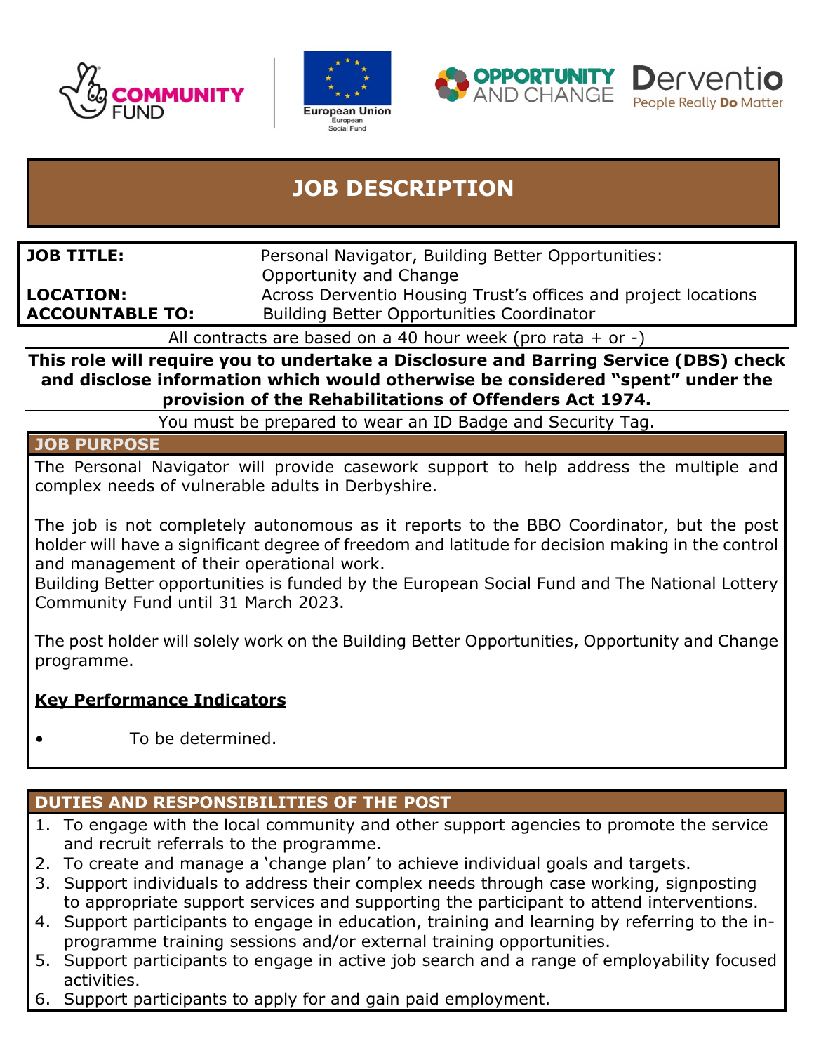# JOB DESCRIPTION

| | |
|---|---|
| **JOB TITLE:** | Personal Navigator, Building Better Opportunities: Opportunity and Change |
| **LOCATION:** | Across Derventio Housing Trust's offices and project locations |
| **ACCOUNTABLE TO:** | Building Better Opportunities Coordinator |

All contracts are based on a 40 hour week (pro rata + or -)

**This role will require you to undertake a Disclosure and Barring Service (DBS) check and disclose information which would otherwise be considered "spent" under the provision of the Rehabilitations of Offenders Act 1974.**

You must be prepared to wear an ID Badge and Security Tag.

## JOB PURPOSE

The Personal Navigator will provide casework support to help address the multiple and complex needs of vulnerable adults in Derbyshire.

The job is not completely autonomous as it reports to the BBO Coordinator, but the post holder will have a significant degree of freedom and latitude for decision making in the control and management of their operational work.
Building Better opportunities is funded by the European Social Fund and The National Lottery Community Fund until 31 March 2023.

The post holder will solely work on the Building Better Opportunities, Opportunity and Change programme.

**Key Performance Indicators**

- To be determined.

## DUTIES AND RESPONSIBILITIES OF THE POST

1. To engage with the local community and other support agencies to promote the service and recruit referrals to the programme.
2. To create and manage a 'change plan' to achieve individual goals and targets.
3. Support individuals to address their complex needs through case working, signposting to appropriate support services and supporting the participant to attend interventions.
4. Support participants to engage in education, training and learning by referring to the in-programme training sessions and/or external training opportunities.
5. Support participants to engage in active job search and a range of employability focused activities.
6. Support participants to apply for and gain paid employment.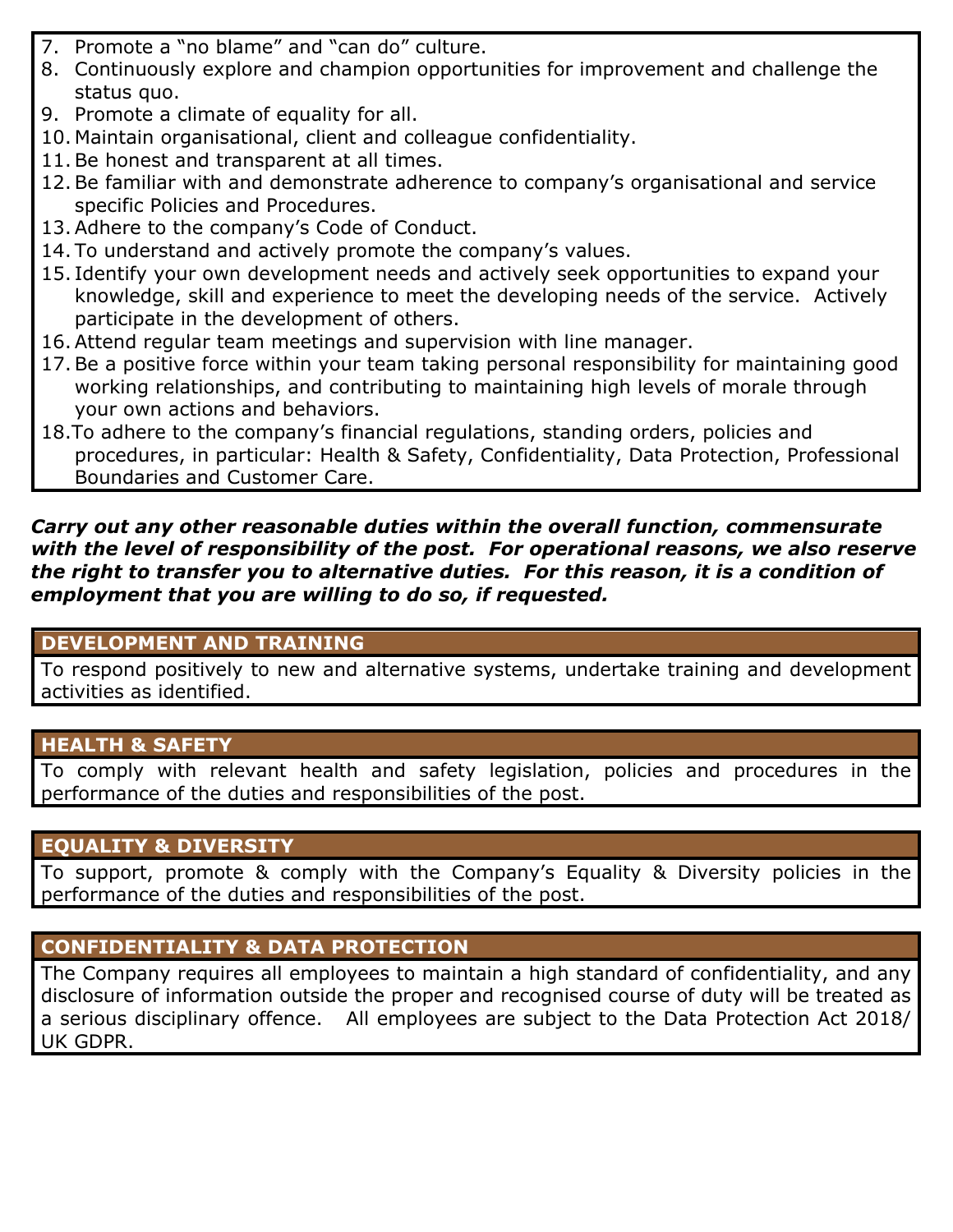7. Promote a "no blame" and "can do" culture.
8. Continuously explore and champion opportunities for improvement and challenge the status quo.
9. Promote a climate of equality for all.
10. Maintain organisational, client and colleague confidentiality.
11. Be honest and transparent at all times.
12. Be familiar with and demonstrate adherence to company's organisational and service specific Policies and Procedures.
13. Adhere to the company's Code of Conduct.
14. To understand and actively promote the company's values.
15. Identify your own development needs and actively seek opportunities to expand your knowledge, skill and experience to meet the developing needs of the service. Actively participate in the development of others.
16. Attend regular team meetings and supervision with line manager.
17. Be a positive force within your team taking personal responsibility for maintaining good working relationships, and contributing to maintaining high levels of morale through your own actions and behaviors.
18. To adhere to the company's financial regulations, standing orders, policies and procedures, in particular: Health & Safety, Confidentiality, Data Protection, Professional Boundaries and Customer Care.

***Carry out any other reasonable duties within the overall function, commensurate with the level of responsibility of the post. For operational reasons, we also reserve the right to transfer you to alternative duties. For this reason, it is a condition of employment that you are willing to do so, if requested.***

## DEVELOPMENT AND TRAINING

To respond positively to new and alternative systems, undertake training and development activities as identified.

## HEALTH & SAFETY

To comply with relevant health and safety legislation, policies and procedures in the performance of the duties and responsibilities of the post.

## EQUALITY & DIVERSITY

To support, promote & comply with the Company's Equality & Diversity policies in the performance of the duties and responsibilities of the post.

## CONFIDENTIALITY & DATA PROTECTION

The Company requires all employees to maintain a high standard of confidentiality, and any disclosure of information outside the proper and recognised course of duty will be treated as a serious disciplinary offence. All employees are subject to the Data Protection Act 2018/ UK GDPR.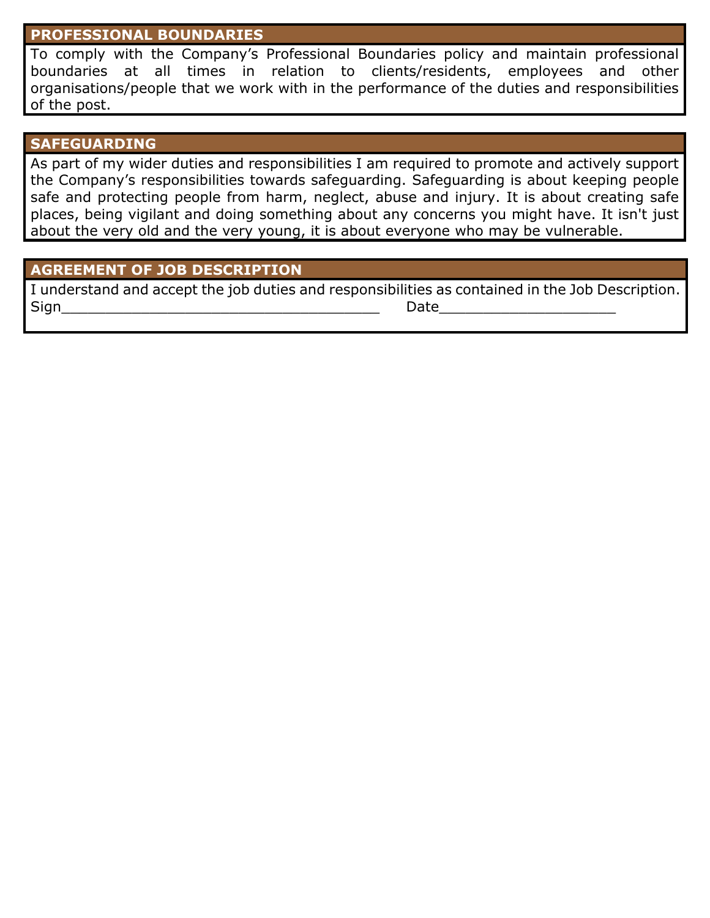## PROFESSIONAL BOUNDARIES

To comply with the Company's Professional Boundaries policy and maintain professional boundaries at all times in relation to clients/residents, employees and other organisations/people that we work with in the performance of the duties and responsibilities of the post.

## SAFEGUARDING

As part of my wider duties and responsibilities I am required to promote and actively support the Company's responsibilities towards safeguarding. Safeguarding is about keeping people safe and protecting people from harm, neglect, abuse and injury. It is about creating safe places, being vigilant and doing something about any concerns you might have. It isn't just about the very old and the very young, it is about everyone who may be vulnerable.

## AGREEMENT OF JOB DESCRIPTION

I understand and accept the job duties and responsibilities as contained in the Job Description.

Sign_______________________________________ Date_____________________